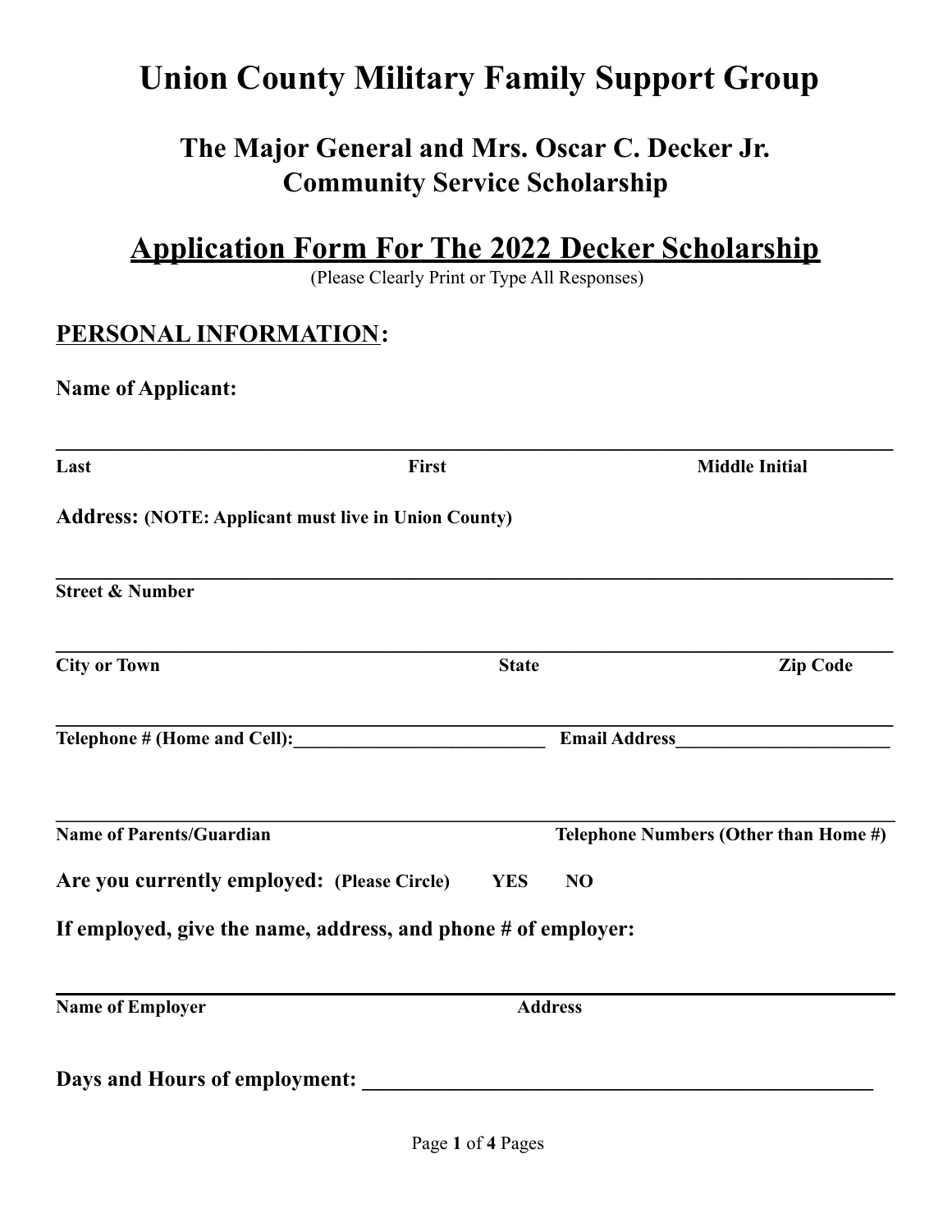# Union County Military Family Support Group

## The Major General and Mrs. Oscar C. Decker Jr. Community Service Scholarship

## Application Form For The 2022 Decker Scholarship

(Please Clearly Print or Type All Responses)

### PERSONAL INFORMATION:

**Name of Applicant:**

_______________________________________________________________________________

**Last** **First** **Middle Initial**

**Address: (NOTE: Applicant must live in Union County)**

_______________________________________________________________________________

**Street & Number**

_______________________________________________________________________________

**City or Town** **State** **Zip Code**

_______________________________________________________________________________

**Telephone # (Home and Cell):___________________________ Email Address______________________**

_______________________________________________________________________________

**Name of Parents/Guardian** **Telephone Numbers (Other than Home #)**

**Are you currently employed: (Please Circle) YES NO**

**If employed, give the name, address, and phone # of employer:**

_______________________________________________________________________________

**Name of Employer** **Address**

**Days and Hours of employment: ______________________________________________**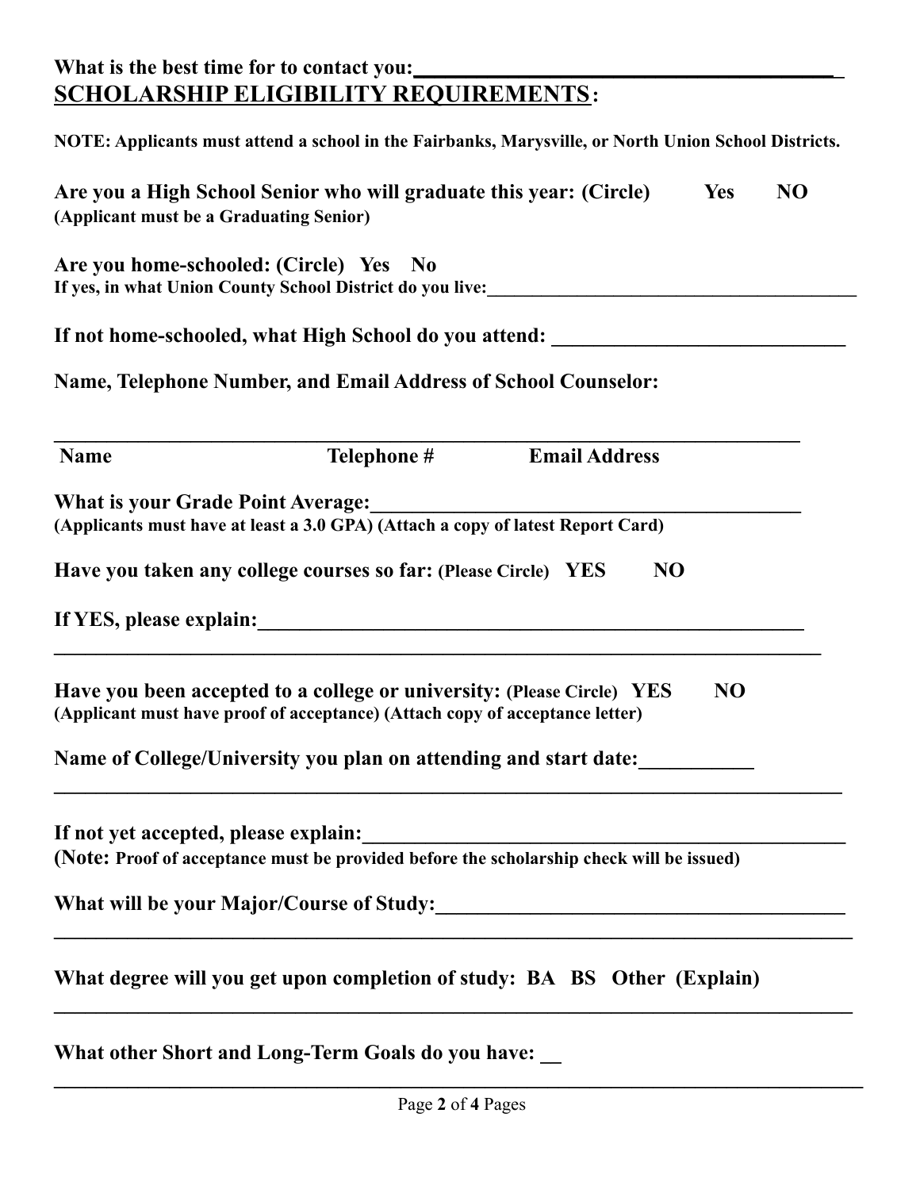**What is the best time for to contact you:___________________________________________**

## SCHOLARSHIP ELIGIBILITY REQUIREMENTS:

**NOTE: Applicants must attend a school in the Fairbanks, Marysville, or North Union School Districts.**

**Are you a High School Senior who will graduate this year: (Circle) Yes NO**
**(Applicant must be a Graduating Senior)**

**Are you home-schooled: (Circle) Yes No**
**If yes, in what Union County School District do you live:_________________________________________**

**If not home-schooled, what High School do you attend: ____________________________**

**Name, Telephone Number, and Email Address of School Counselor:**

**_____________________________________________________________________________**

**Name Telephone # Email Address**

**What is your Grade Point Average:__________________________________________**
**(Applicants must have at least a 3.0 GPA) (Attach a copy of latest Report Card)**

**Have you taken any college courses so far: (Please Circle) YES NO**

**If YES, please explain:_______________________________________________________**

**_____________________________________________________________________________**

**Have you been accepted to a college or university: (Please Circle) YES NO**
**(Applicant must have proof of acceptance) (Attach copy of acceptance letter)**

**Name of College/University you plan on attending and start date:___________**

**_____________________________________________________________________________**

**If not yet accepted, please explain:_______________________________________________**
**(Note: Proof of acceptance must be provided before the scholarship check will be issued)**

**What will be your Major/Course of Study:________________________________________**

**_____________________________________________________________________________**

**What degree will you get upon completion of study: BA BS Other (Explain)**

**_____________________________________________________________________________**

**What other Short and Long-Term Goals do you have: __**

**_____________________________________________________________________________**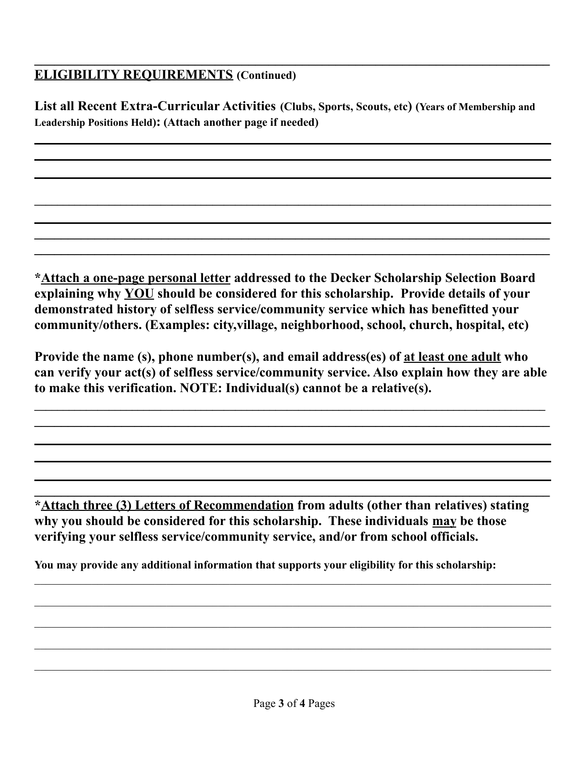## ELIGIBILITY REQUIREMENTS (Continued)

**List all Recent Extra-Curricular Activities (Clubs, Sports, Scouts, etc) (Years of Membership and Leadership Positions Held): (Attach another page if needed)**

\_\_\_\_\_\_\_\_\_\_\_\_\_\_\_\_\_\_\_\_\_\_\_\_\_\_\_\_\_\_\_\_\_\_\_\_\_\_\_\_\_\_\_\_\_\_\_\_\_\_\_\_\_\_\_\_\_\_\_\_\_\_\_\_\_\_\_\_\_\_\_\_\_\_\_\_

\_\_\_\_\_\_\_\_\_\_\_\_\_\_\_\_\_\_\_\_\_\_\_\_\_\_\_\_\_\_\_\_\_\_\_\_\_\_\_\_\_\_\_\_\_\_\_\_\_\_\_\_\_\_\_\_\_\_\_\_\_\_\_\_\_\_\_\_\_\_\_\_\_\_\_\_

\_\_\_\_\_\_\_\_\_\_\_\_\_\_\_\_\_\_\_\_\_\_\_\_\_\_\_\_\_\_\_\_\_\_\_\_\_\_\_\_\_\_\_\_\_\_\_\_\_\_\_\_\_\_\_\_\_\_\_\_\_\_\_\_\_\_\_\_\_\_\_\_\_\_\_\_

\_\_\_\_\_\_\_\_\_\_\_\_\_\_\_\_\_\_\_\_\_\_\_\_\_\_\_\_\_\_\_\_\_\_\_\_\_\_\_\_\_\_\_\_\_\_\_\_\_\_\_\_\_\_\_\_\_\_\_\_\_\_\_\_\_\_\_\_\_\_\_\_\_\_\_\_

\_\_\_\_\_\_\_\_\_\_\_\_\_\_\_\_\_\_\_\_\_\_\_\_\_\_\_\_\_\_\_\_\_\_\_\_\_\_\_\_\_\_\_\_\_\_\_\_\_\_\_\_\_\_\_\_\_\_\_\_\_\_\_\_\_\_\_\_\_\_\_\_\_\_\_\_

\_\_\_\_\_\_\_\_\_\_\_\_\_\_\_\_\_\_\_\_\_\_\_\_\_\_\_\_\_\_\_\_\_\_\_\_\_\_\_\_\_\_\_\_\_\_\_\_\_\_\_\_\_\_\_\_\_\_\_\_\_\_\_\_\_\_\_\_\_\_\_\_\_\_\_\_

\_\_\_\_\_\_\_\_\_\_\_\_\_\_\_\_\_\_\_\_\_\_\_\_\_\_\_\_\_\_\_\_\_\_\_\_\_\_\_\_\_\_\_\_\_\_\_\_\_\_\_\_\_\_\_\_\_\_\_\_\_\_\_\_\_\_\_\_\_\_\_\_\_\_\_\_

**\*<u>Attach a one-page personal letter</u> addressed to the Decker Scholarship Selection Board explaining why <u>YOU</u> should be considered for this scholarship. Provide details of your demonstrated history of selfless service/community service which has benefitted your community/others. (Examples: city,village, neighborhood, school, church, hospital, etc)**

**Provide the name (s), phone number(s), and email address(es) of <u>at least one adult</u> who can verify your act(s) of selfless service/community service. Also explain how they are able to make this verification. NOTE: Individual(s) cannot be a relative(s).**

\_\_\_\_\_\_\_\_\_\_\_\_\_\_\_\_\_\_\_\_\_\_\_\_\_\_\_\_\_\_\_\_\_\_\_\_\_\_\_\_\_\_\_\_\_\_\_\_\_\_\_\_\_\_\_\_\_\_\_\_\_\_\_\_\_\_\_\_\_\_\_\_\_\_\_\_

\_\_\_\_\_\_\_\_\_\_\_\_\_\_\_\_\_\_\_\_\_\_\_\_\_\_\_\_\_\_\_\_\_\_\_\_\_\_\_\_\_\_\_\_\_\_\_\_\_\_\_\_\_\_\_\_\_\_\_\_\_\_\_\_\_\_\_\_\_\_\_\_\_\_\_\_

\_\_\_\_\_\_\_\_\_\_\_\_\_\_\_\_\_\_\_\_\_\_\_\_\_\_\_\_\_\_\_\_\_\_\_\_\_\_\_\_\_\_\_\_\_\_\_\_\_\_\_\_\_\_\_\_\_\_\_\_\_\_\_\_\_\_\_\_\_\_\_\_\_\_\_\_

\_\_\_\_\_\_\_\_\_\_\_\_\_\_\_\_\_\_\_\_\_\_\_\_\_\_\_\_\_\_\_\_\_\_\_\_\_\_\_\_\_\_\_\_\_\_\_\_\_\_\_\_\_\_\_\_\_\_\_\_\_\_\_\_\_\_\_\_\_\_\_\_\_\_\_\_

\_\_\_\_\_\_\_\_\_\_\_\_\_\_\_\_\_\_\_\_\_\_\_\_\_\_\_\_\_\_\_\_\_\_\_\_\_\_\_\_\_\_\_\_\_\_\_\_\_\_\_\_\_\_\_\_\_\_\_\_\_\_\_\_\_\_\_\_\_\_\_\_\_\_\_\_

\_\_\_\_\_\_\_\_\_\_\_\_\_\_\_\_\_\_\_\_\_\_\_\_\_\_\_\_\_\_\_\_\_\_\_\_\_\_\_\_\_\_\_\_\_\_\_\_\_\_\_\_\_\_\_\_\_\_\_\_\_\_\_\_\_\_\_\_\_\_\_\_\_\_\_\_

**\*<u>Attach three (3) Letters of Recommendation</u> from adults (other than relatives) stating why you should be considered for this scholarship. These individuals <u>may</u> be those verifying your selfless service/community service, and/or from school officials.**

**You may provide any additional information that supports your eligibility for this scholarship:**

\_\_\_\_\_\_\_\_\_\_\_\_\_\_\_\_\_\_\_\_\_\_\_\_\_\_\_\_\_\_\_\_\_\_\_\_\_\_\_\_\_\_\_\_\_\_\_\_\_\_\_\_\_\_\_\_\_\_\_\_\_\_\_\_\_\_\_\_\_\_\_\_\_\_\_\_

\_\_\_\_\_\_\_\_\_\_\_\_\_\_\_\_\_\_\_\_\_\_\_\_\_\_\_\_\_\_\_\_\_\_\_\_\_\_\_\_\_\_\_\_\_\_\_\_\_\_\_\_\_\_\_\_\_\_\_\_\_\_\_\_\_\_\_\_\_\_\_\_\_\_\_\_

\_\_\_\_\_\_\_\_\_\_\_\_\_\_\_\_\_\_\_\_\_\_\_\_\_\_\_\_\_\_\_\_\_\_\_\_\_\_\_\_\_\_\_\_\_\_\_\_\_\_\_\_\_\_\_\_\_\_\_\_\_\_\_\_\_\_\_\_\_\_\_\_\_\_\_\_

\_\_\_\_\_\_\_\_\_\_\_\_\_\_\_\_\_\_\_\_\_\_\_\_\_\_\_\_\_\_\_\_\_\_\_\_\_\_\_\_\_\_\_\_\_\_\_\_\_\_\_\_\_\_\_\_\_\_\_\_\_\_\_\_\_\_\_\_\_\_\_\_\_\_\_\_

\_\_\_\_\_\_\_\_\_\_\_\_\_\_\_\_\_\_\_\_\_\_\_\_\_\_\_\_\_\_\_\_\_\_\_\_\_\_\_\_\_\_\_\_\_\_\_\_\_\_\_\_\_\_\_\_\_\_\_\_\_\_\_\_\_\_\_\_\_\_\_\_\_\_\_\_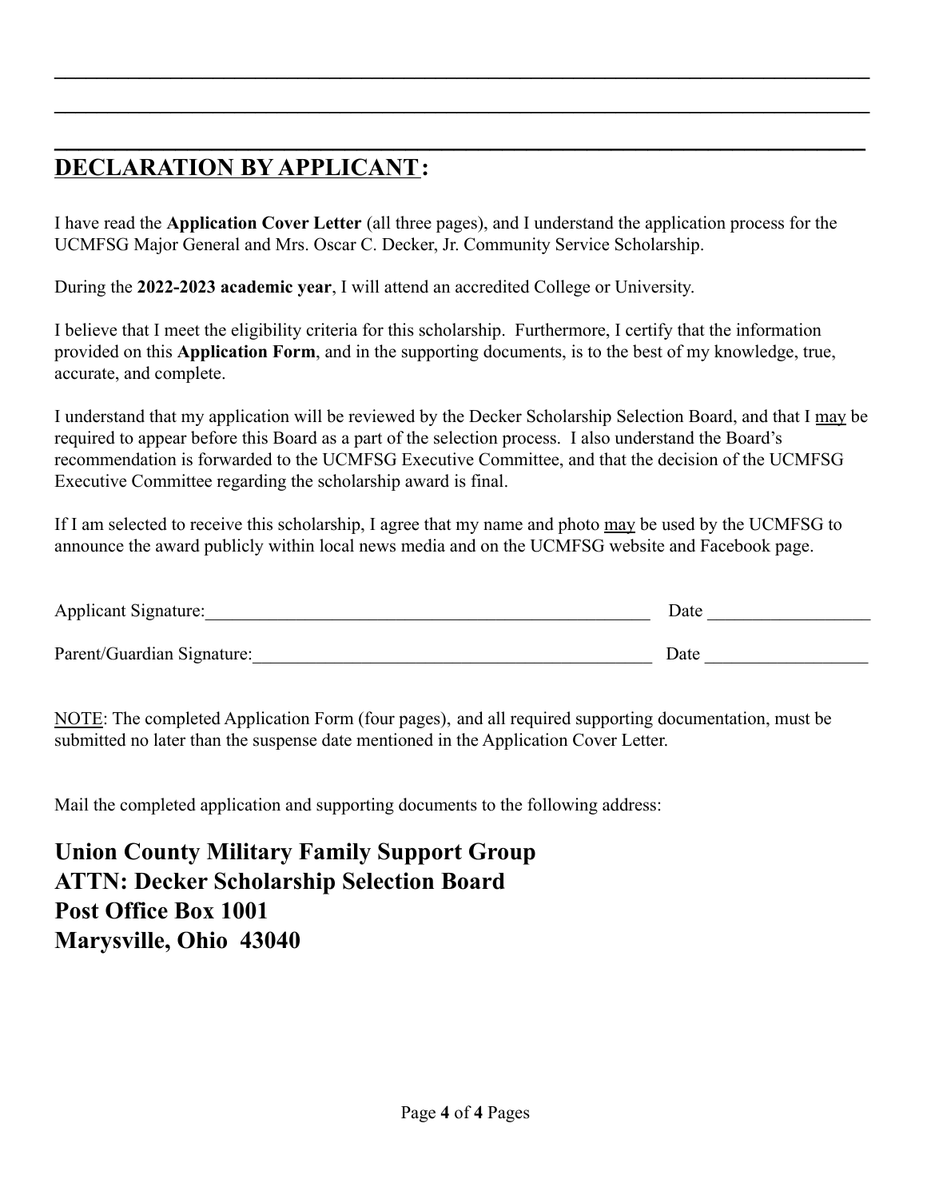______________________________________________________________________________

______________________________________________________________________________

______________________________________________________________________________

## <u>DECLARATION BY APPLICANT</u>:

I have read the **Application Cover Letter** (all three pages), and I understand the application process for the UCMFSG Major General and Mrs. Oscar C. Decker, Jr. Community Service Scholarship.

During the **2022-2023 academic year**, I will attend an accredited College or University.

I believe that I meet the eligibility criteria for this scholarship. Furthermore, I certify that the information provided on this **Application Form**, and in the supporting documents, is to the best of my knowledge, true, accurate, and complete.

I understand that my application will be reviewed by the Decker Scholarship Selection Board, and that I <u>may</u> be required to appear before this Board as a part of the selection process. I also understand the Board's recommendation is forwarded to the UCMFSG Executive Committee, and that the decision of the UCMFSG Executive Committee regarding the scholarship award is final.

If I am selected to receive this scholarship, I agree that my name and photo <u>may</u> be used by the UCMFSG to announce the award publicly within local news media and on the UCMFSG website and Facebook page.

Applicant Signature:_____________________________________________________ Date __________________

Parent/Guardian Signature:_______________________________________________ Date __________________

<u>NOTE</u>: The completed Application Form (four pages), and all required supporting documentation, must be submitted no later than the suspense date mentioned in the Application Cover Letter.

Mail the completed application and supporting documents to the following address:

**Union County Military Family Support Group**
**ATTN: Decker Scholarship Selection Board**
**Post Office Box 1001**
**Marysville, Ohio 43040**